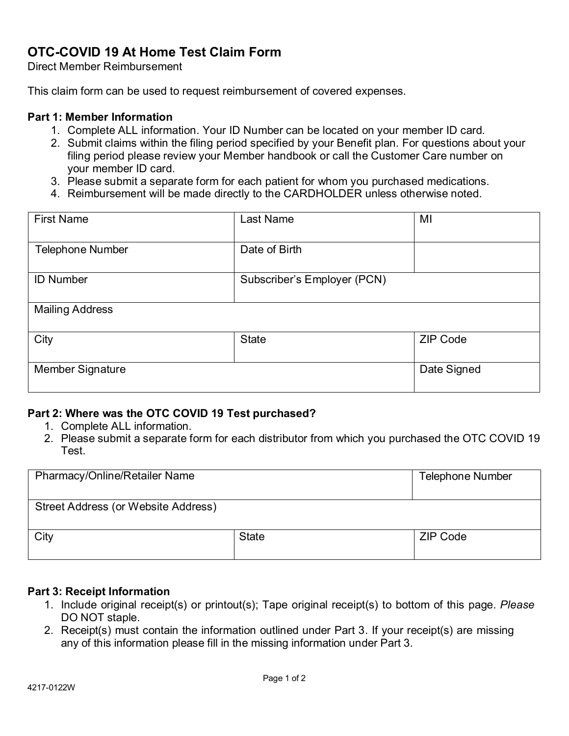# OTC-COVID 19 At Home Test Claim Form

Direct Member Reimbursement

This claim form can be used to request reimbursement of covered expenses.

**Part 1: Member Information**

1. Complete ALL information. Your ID Number can be located on your member ID card.
2. Submit claims within the filing period specified by your Benefit plan. For questions about your filing period please review your Member handbook or call the Customer Care number on your member ID card.
3. Please submit a separate form for each patient for whom you purchased medications.
4. Reimbursement will be made directly to the CARDHOLDER unless otherwise noted.

| First Name | Last Name | MI |
|---|---|---|
| Telephone Number | Date of Birth | |
| ID Number | Subscriber's Employer (PCN) | |
| Mailing Address | | |
| City | State | ZIP Code |
| Member Signature | | Date Signed |

**Part 2: Where was the OTC COVID 19 Test purchased?**

1. Complete ALL information.
2. Please submit a separate form for each distributor from which you purchased the OTC COVID 19 Test.

| Pharmacy/Online/Retailer Name | | Telephone Number |
|---|---|---|
| Street Address (or Website Address) | | |
| City | State | ZIP Code |

**Part 3: Receipt Information**

1. Include original receipt(s) or printout(s); Tape original receipt(s) to bottom of this page. *Please* DO NOT staple.
2. Receipt(s) must contain the information outlined under Part 3. If your receipt(s) are missing any of this information please fill in the missing information under Part 3.

4217-0122W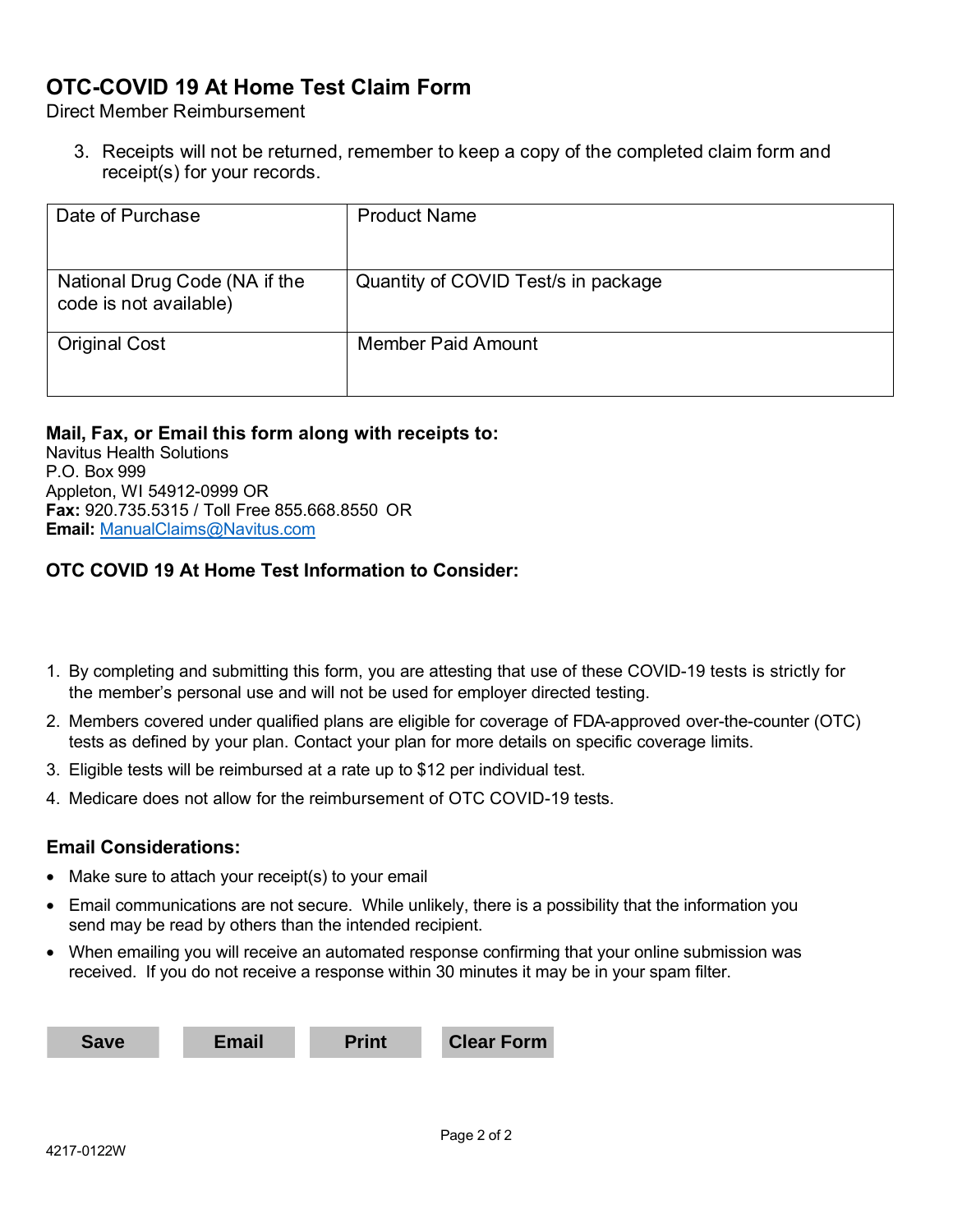# OTC-COVID 19 At Home Test Claim Form

Direct Member Reimbursement

3. Receipts will not be returned, remember to keep a copy of the completed claim form and receipt(s) for your records.

| | |
|---|---|
| Date of Purchase | Product Name |
| National Drug Code (NA if the code is not available) | Quantity of COVID Test/s in package |
| Original Cost | Member Paid Amount |

**Mail, Fax, or Email this form along with receipts to:**
Navitus Health Solutions
P.O. Box 999
Appleton, WI 54912-0999 OR
**Fax:** 920.735.5315 / Toll Free 855.668.8550 OR
**Email:** ManualClaims@Navitus.com

**OTC COVID 19 At Home Test Information to Consider:**

1. By completing and submitting this form, you are attesting that use of these COVID-19 tests is strictly for the member's personal use and will not be used for employer directed testing.
2. Members covered under qualified plans are eligible for coverage of FDA-approved over-the-counter (OTC) tests as defined by your plan. Contact your plan for more details on specific coverage limits.
3. Eligible tests will be reimbursed at a rate up to $12 per individual test.
4. Medicare does not allow for the reimbursement of OTC COVID-19 tests.

**Email Considerations:**

- Make sure to attach your receipt(s) to your email
- Email communications are not secure. While unlikely, there is a possibility that the information you send may be read by others than the intended recipient.
- When emailing you will receive an automated response confirming that your online submission was received. If you do not receive a response within 30 minutes it may be in your spam filter.

Save | Email | Print | Clear Form

4217-0122W